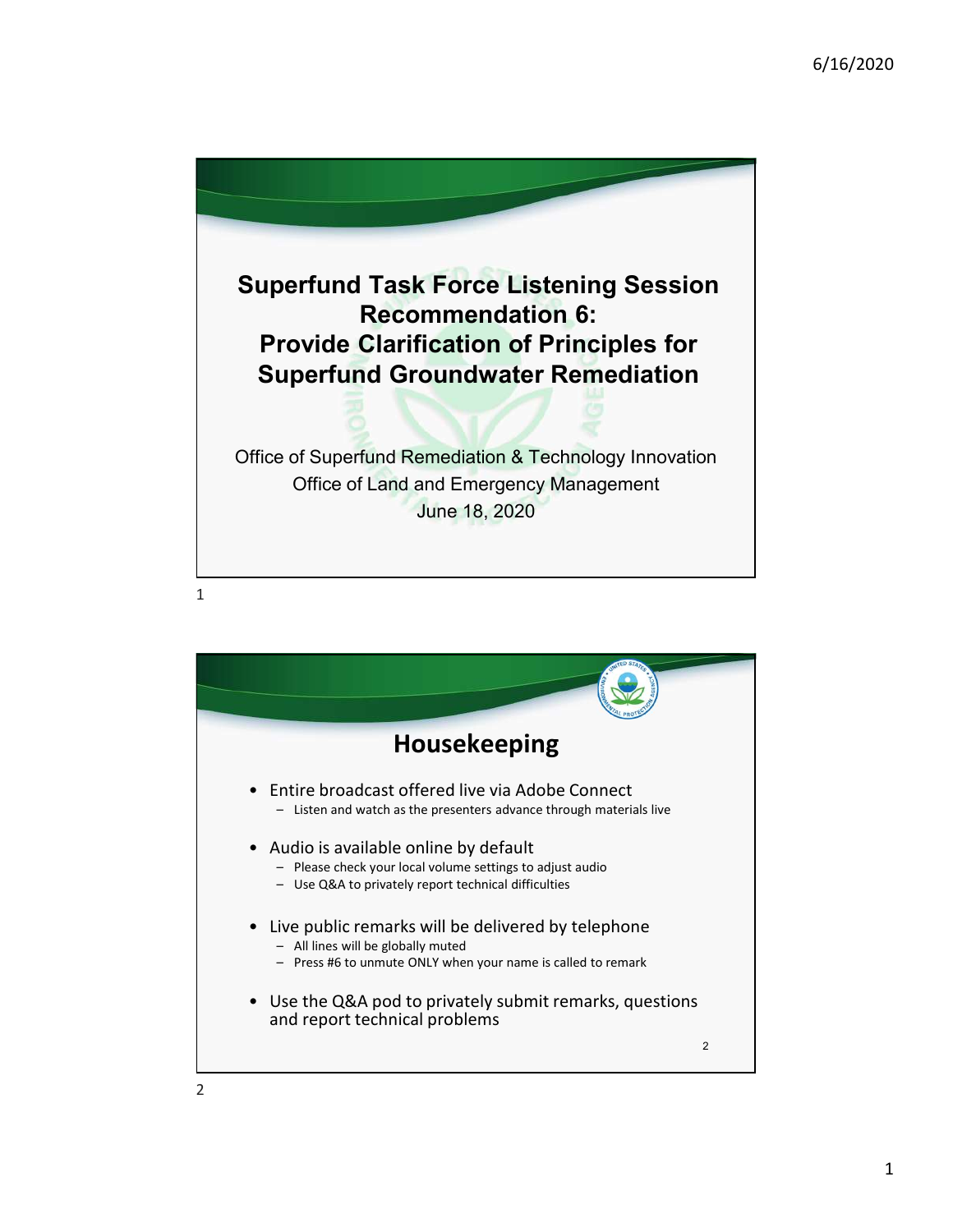# Superfund Task Force Listening Session Recommendation 6: Provide Clarification of Principles for Superfund Groundwater Remediation

Office of Superfund Remediation & Technology Innovation
Office of Land and Emergency Management
June 18, 2020

## Housekeeping

- Entire broadcast offered live via Adobe Connect
  - Listen and watch as the presenters advance through materials live
- Audio is available online by default
  - Please check your local volume settings to adjust audio
  - Use Q&A to privately report technical difficulties
- Live public remarks will be delivered by telephone
  - All lines will be globally muted
  - Press #6 to unmute ONLY when your name is called to remark
- Use the Q&A pod to privately submit remarks, questions and report technical problems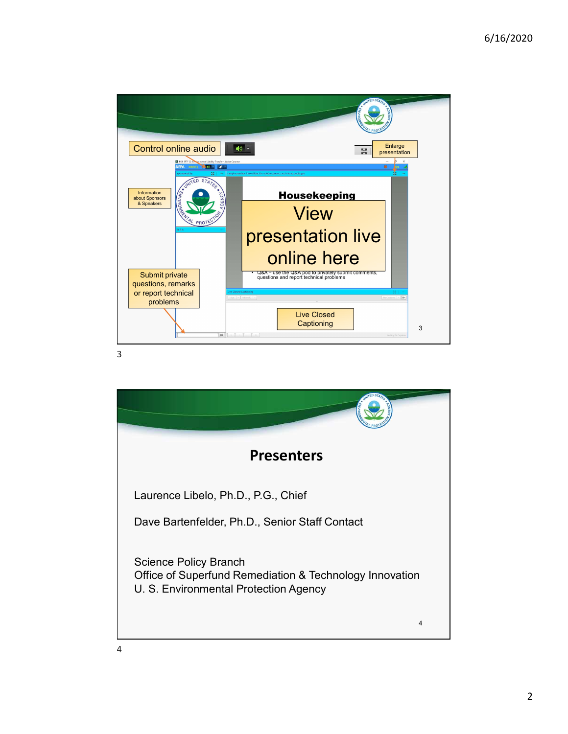Control online audio

Enlarge presentation

Information about Sponsors & Speakers

**Housekeeping**

View presentation live online here

- Q&A – use the Q&A pod to privately submit comments, questions and report technical problems

Submit private questions, remarks or report technical problems

Live Closed Captioning

## Presenters

Laurence Libelo, Ph.D., P.G., Chief

Dave Bartenfelder, Ph.D., Senior Staff Contact

Science Policy Branch
Office of Superfund Remediation & Technology Innovation
U. S. Environmental Protection Agency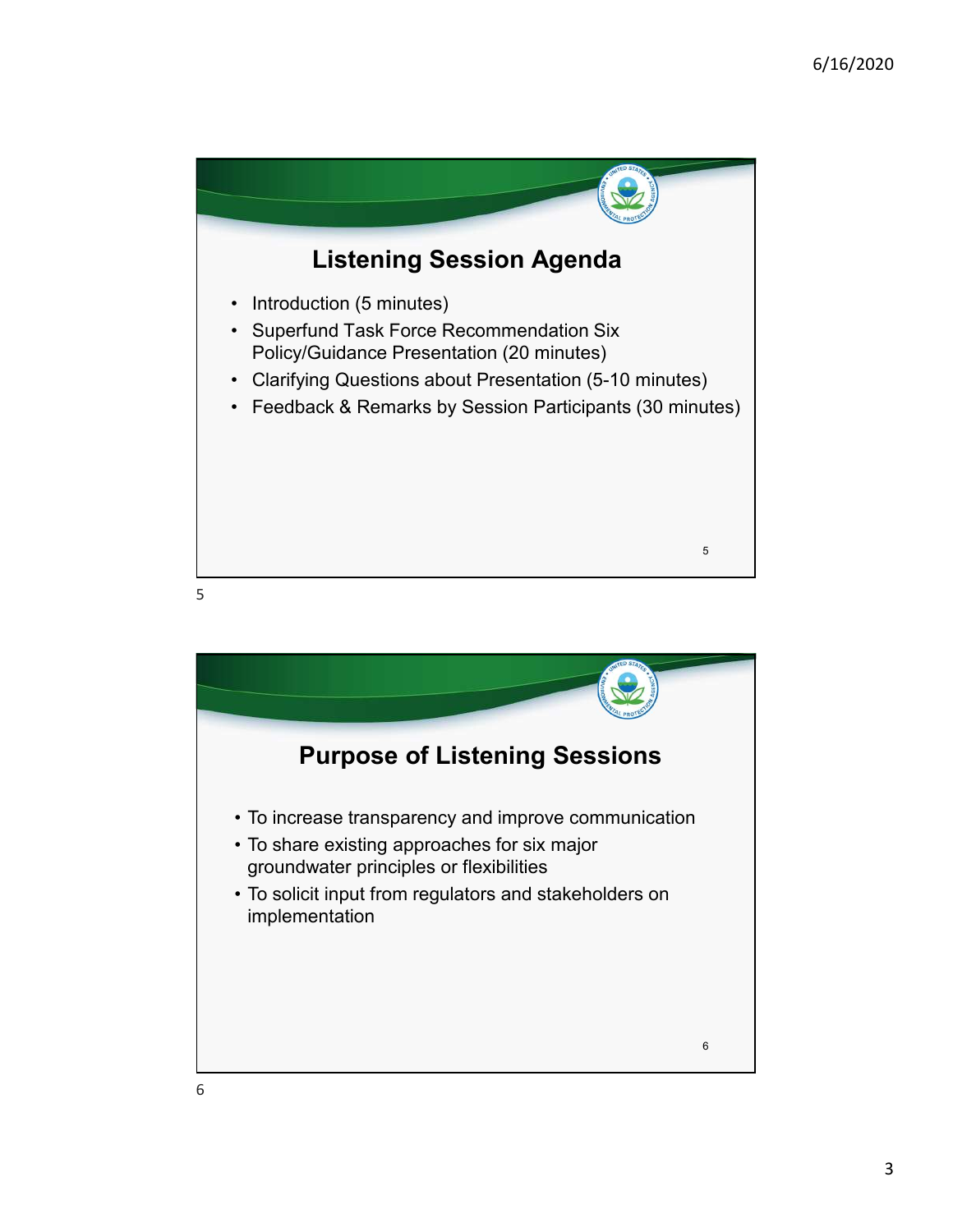## Listening Session Agenda

- Introduction (5 minutes)
- Superfund Task Force Recommendation Six Policy/Guidance Presentation (20 minutes)
- Clarifying Questions about Presentation (5-10 minutes)
- Feedback & Remarks by Session Participants (30 minutes)

## Purpose of Listening Sessions

- To increase transparency and improve communication
- To share existing approaches for six major groundwater principles or flexibilities
- To solicit input from regulators and stakeholders on implementation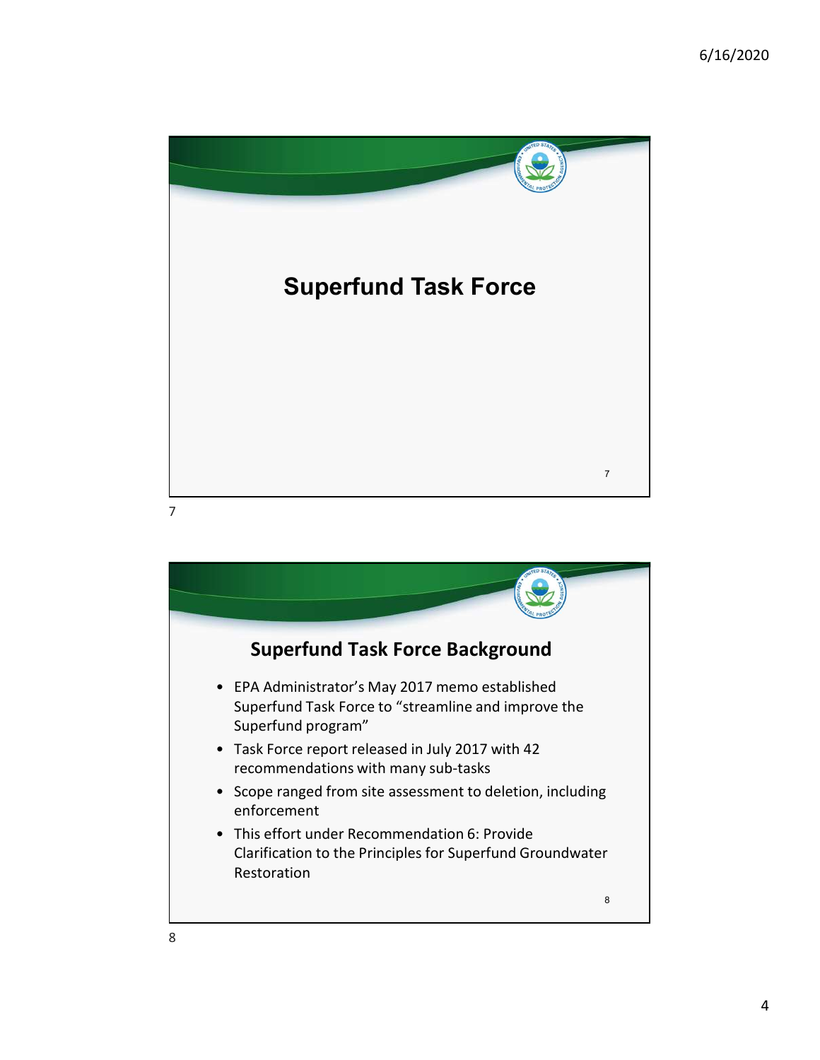# Superfund Task Force

## Superfund Task Force Background

- EPA Administrator's May 2017 memo established Superfund Task Force to "streamline and improve the Superfund program"
- Task Force report released in July 2017 with 42 recommendations with many sub-tasks
- Scope ranged from site assessment to deletion, including enforcement
- This effort under Recommendation 6: Provide Clarification to the Principles for Superfund Groundwater Restoration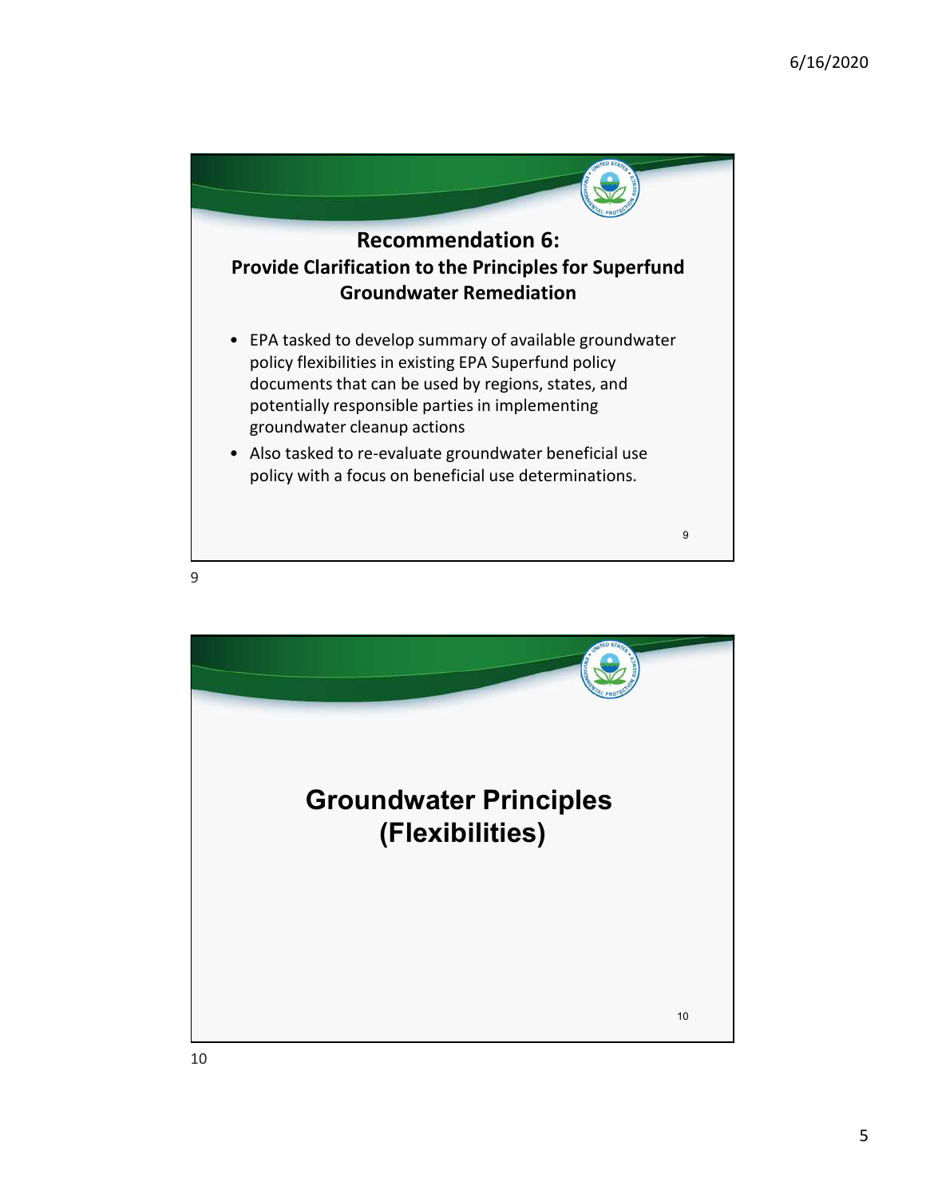## Recommendation 6:

### Provide Clarification to the Principles for Superfund Groundwater Remediation

- EPA tasked to develop summary of available groundwater policy flexibilities in existing EPA Superfund policy documents that can be used by regions, states, and potentially responsible parties in implementing groundwater cleanup actions
- Also tasked to re-evaluate groundwater beneficial use policy with a focus on beneficial use determinations.

## Groundwater Principles (Flexibilities)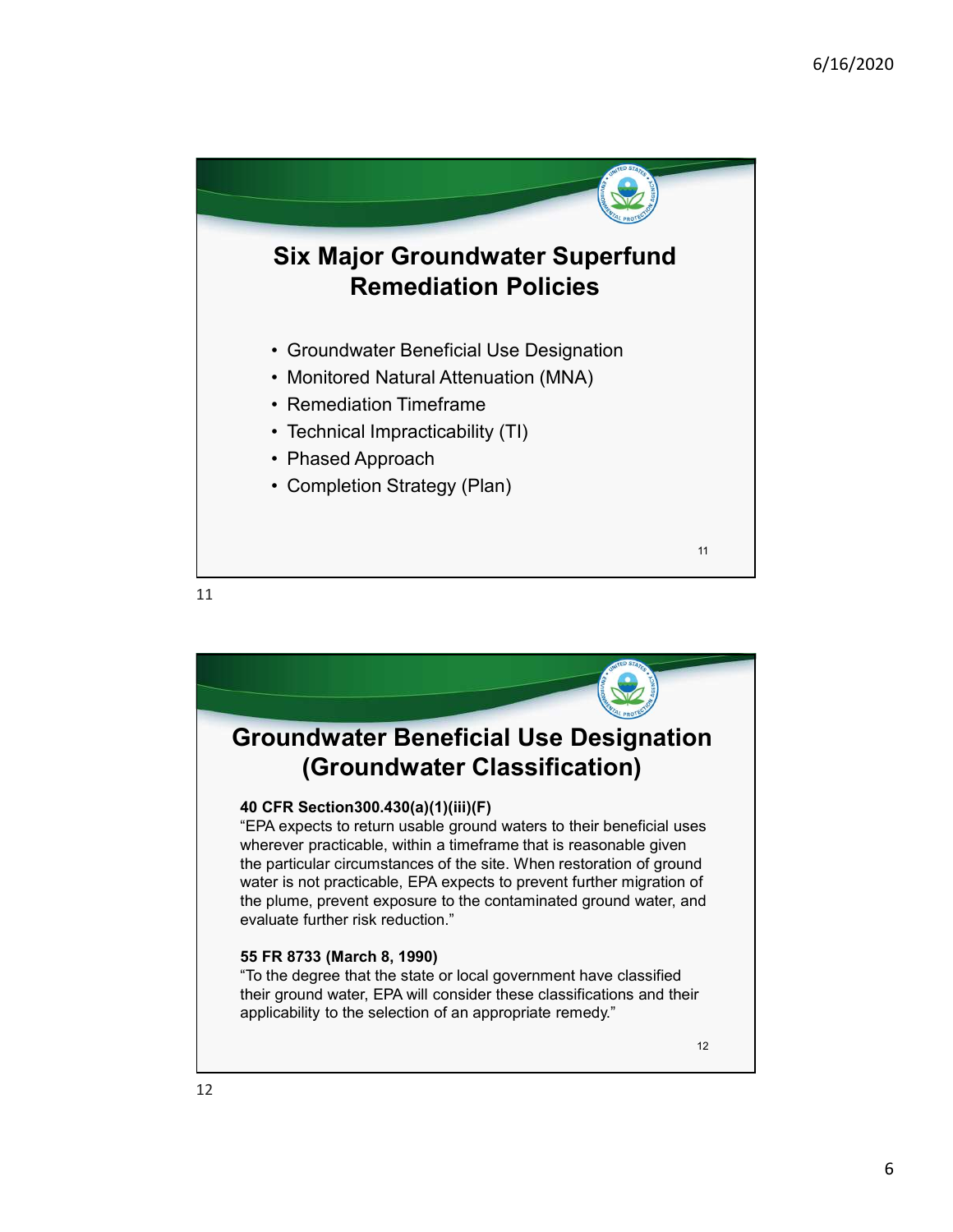## Six Major Groundwater Superfund Remediation Policies

- Groundwater Beneficial Use Designation
- Monitored Natural Attenuation (MNA)
- Remediation Timeframe
- Technical Impracticability (TI)
- Phased Approach
- Completion Strategy (Plan)

## Groundwater Beneficial Use Designation (Groundwater Classification)

**40 CFR Section300.430(a)(1)(iii)(F)**
"EPA expects to return usable ground waters to their beneficial uses wherever practicable, within a timeframe that is reasonable given the particular circumstances of the site. When restoration of ground water is not practicable, EPA expects to prevent further migration of the plume, prevent exposure to the contaminated ground water, and evaluate further risk reduction."

**55 FR 8733 (March 8, 1990)**
"To the degree that the state or local government have classified their ground water, EPA will consider these classifications and their applicability to the selection of an appropriate remedy."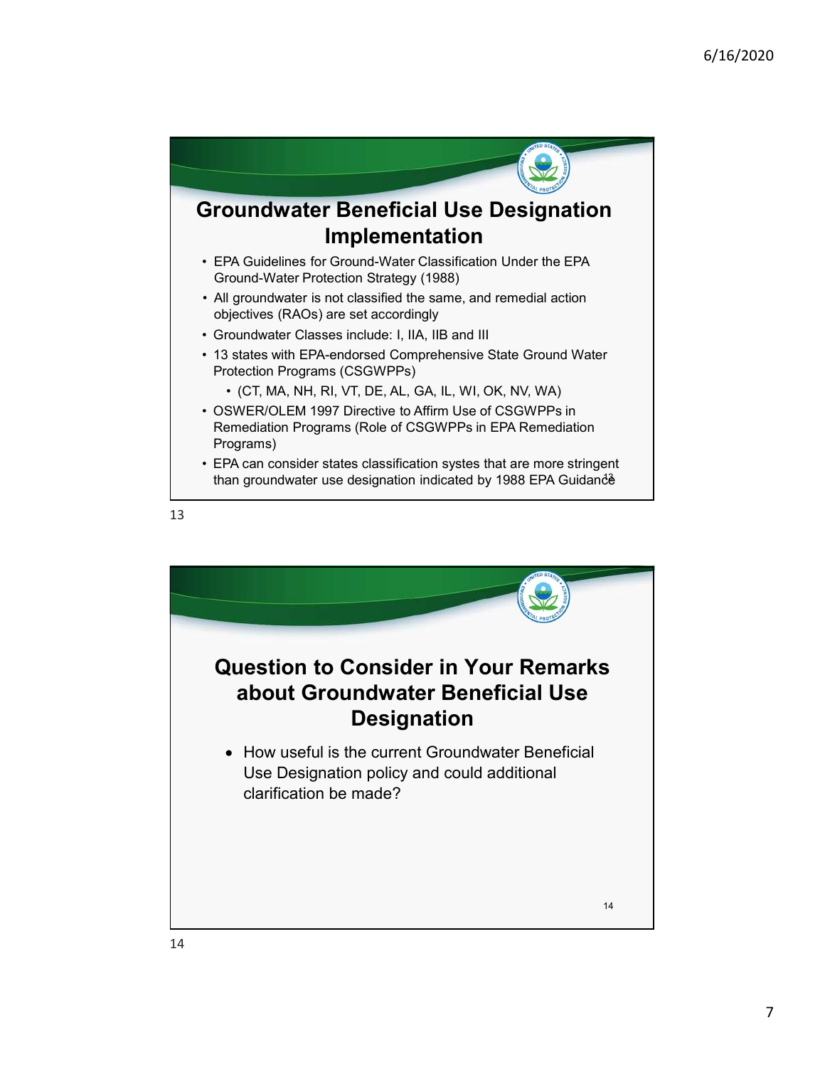## Groundwater Beneficial Use Designation Implementation

- EPA Guidelines for Ground-Water Classification Under the EPA Ground-Water Protection Strategy (1988)
- All groundwater is not classified the same, and remedial action objectives (RAOs) are set accordingly
- Groundwater Classes include: I, IIA, IIB and III
- 13 states with EPA-endorsed Comprehensive State Ground Water Protection Programs (CSGWPPs)
  - (CT, MA, NH, RI, VT, DE, AL, GA, IL, WI, OK, NV, WA)
- OSWER/OLEM 1997 Directive to Affirm Use of CSGWPPs in Remediation Programs (Role of CSGWPPs in EPA Remediation Programs)
- EPA can consider states classification systes that are more stringent than groundwater use designation indicated by 1988 EPA Guidance

## Question to Consider in Your Remarks about Groundwater Beneficial Use Designation

- How useful is the current Groundwater Beneficial Use Designation policy and could additional clarification be made?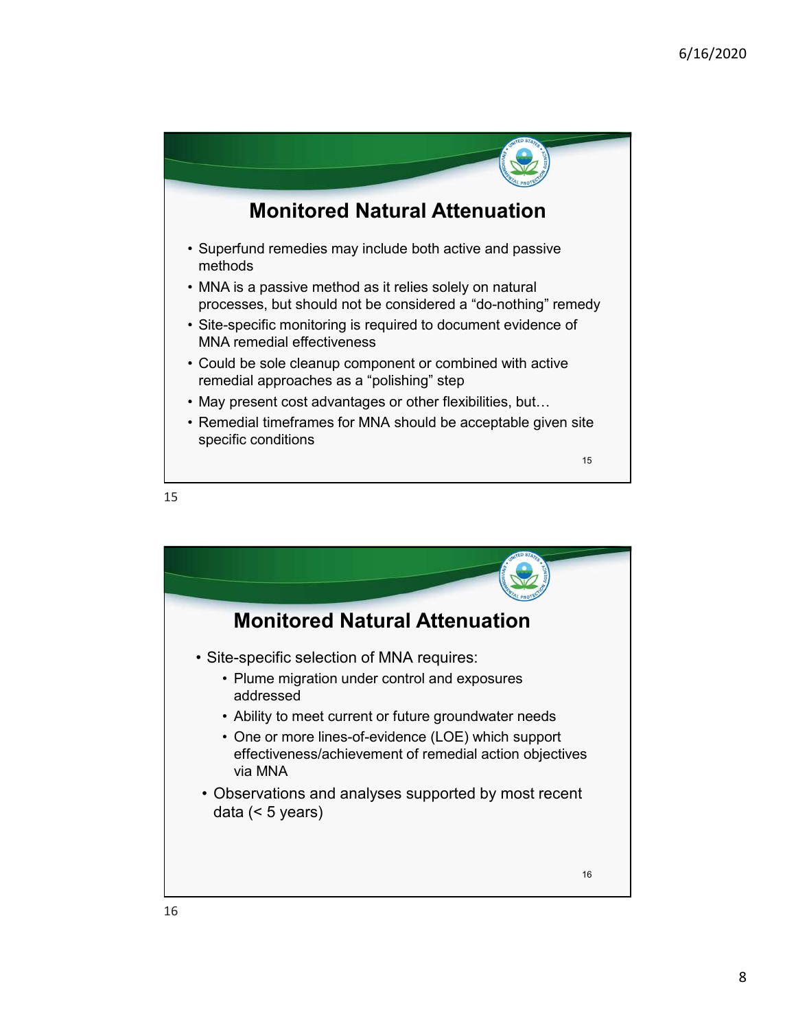## Monitored Natural Attenuation

- Superfund remedies may include both active and passive methods
- MNA is a passive method as it relies solely on natural processes, but should not be considered a "do-nothing" remedy
- Site-specific monitoring is required to document evidence of MNA remedial effectiveness
- Could be sole cleanup component or combined with active remedial approaches as a "polishing" step
- May present cost advantages or other flexibilities, but…
- Remedial timeframes for MNA should be acceptable given site specific conditions

## Monitored Natural Attenuation

- Site-specific selection of MNA requires:
  - Plume migration under control and exposures addressed
  - Ability to meet current or future groundwater needs
  - One or more lines-of-evidence (LOE) which support effectiveness/achievement of remedial action objectives via MNA
- Observations and analyses supported by most recent data (< 5 years)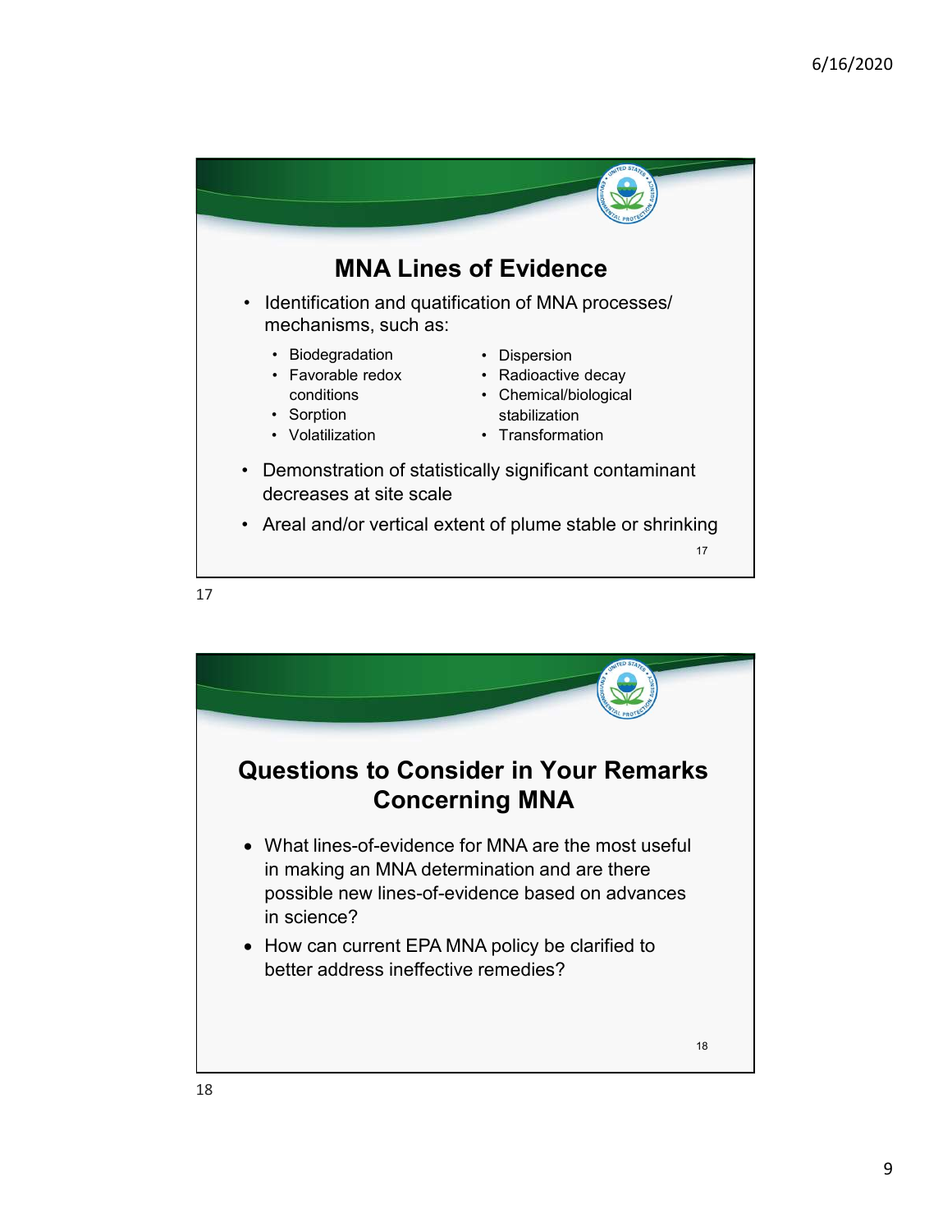## MNA Lines of Evidence

- Identification and quatification of MNA processes/ mechanisms, such as:
  - Biodegradation
  - Favorable redox conditions
  - Sorption
  - Volatilization
  - Dispersion
  - Radioactive decay
  - Chemical/biological stabilization
  - Transformation
- Demonstration of statistically significant contaminant decreases at site scale
- Areal and/or vertical extent of plume stable or shrinking

## Questions to Consider in Your Remarks Concerning MNA

- What lines-of-evidence for MNA are the most useful in making an MNA determination and are there possible new lines-of-evidence based on advances in science?
- How can current EPA MNA policy be clarified to better address ineffective remedies?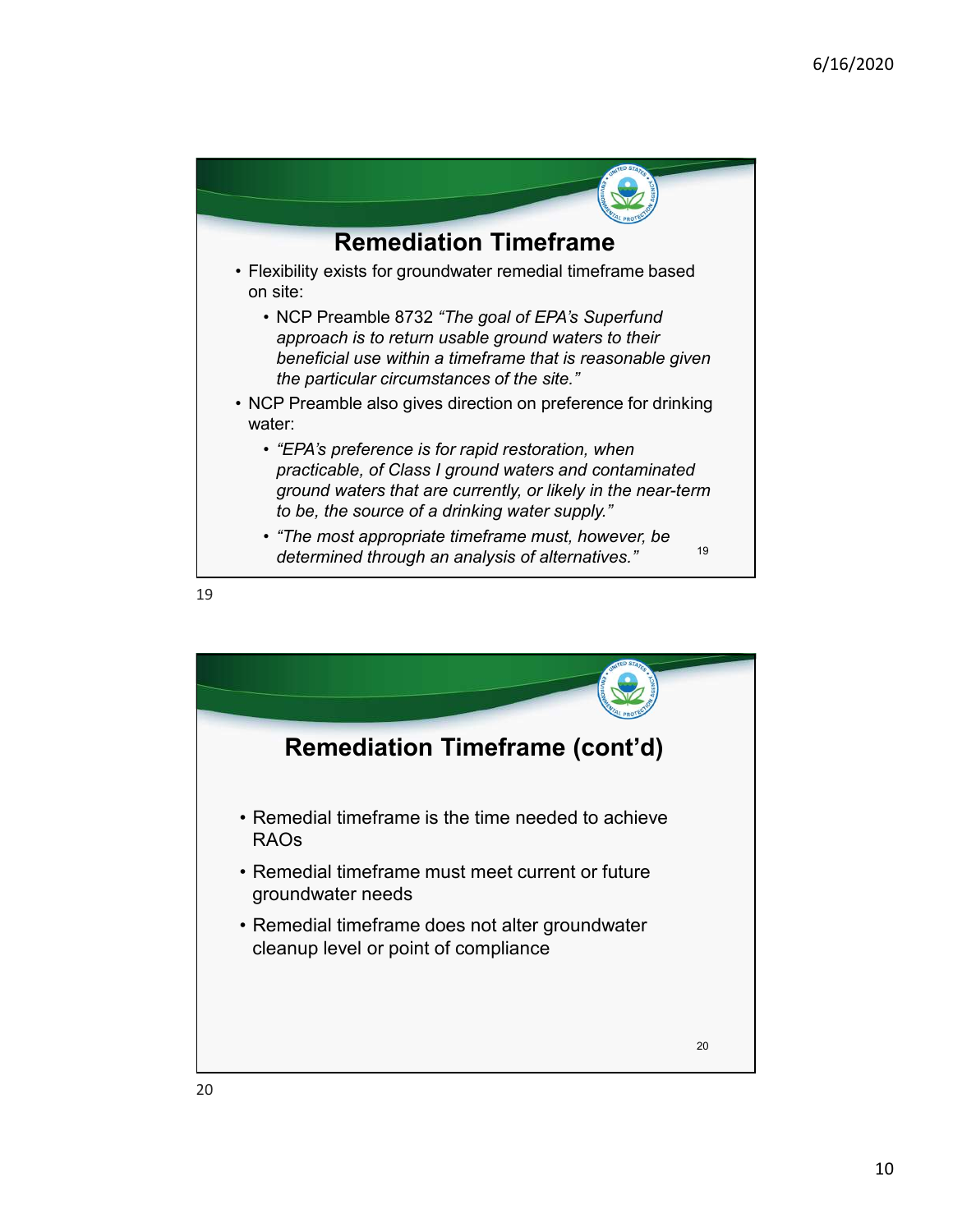## Remediation Timeframe

- Flexibility exists for groundwater remedial timeframe based on site:
  - NCP Preamble 8732 *"The goal of EPA's Superfund approach is to return usable ground waters to their beneficial use within a timeframe that is reasonable given the particular circumstances of the site."*
- NCP Preamble also gives direction on preference for drinking water:
  - *"EPA's preference is for rapid restoration, when practicable, of Class I ground waters and contaminated ground waters that are currently, or likely in the near-term to be, the source of a drinking water supply."*
  - *"The most appropriate timeframe must, however, be determined through an analysis of alternatives."*

## Remediation Timeframe (cont'd)

- Remedial timeframe is the time needed to achieve RAOs
- Remedial timeframe must meet current or future groundwater needs
- Remedial timeframe does not alter groundwater cleanup level or point of compliance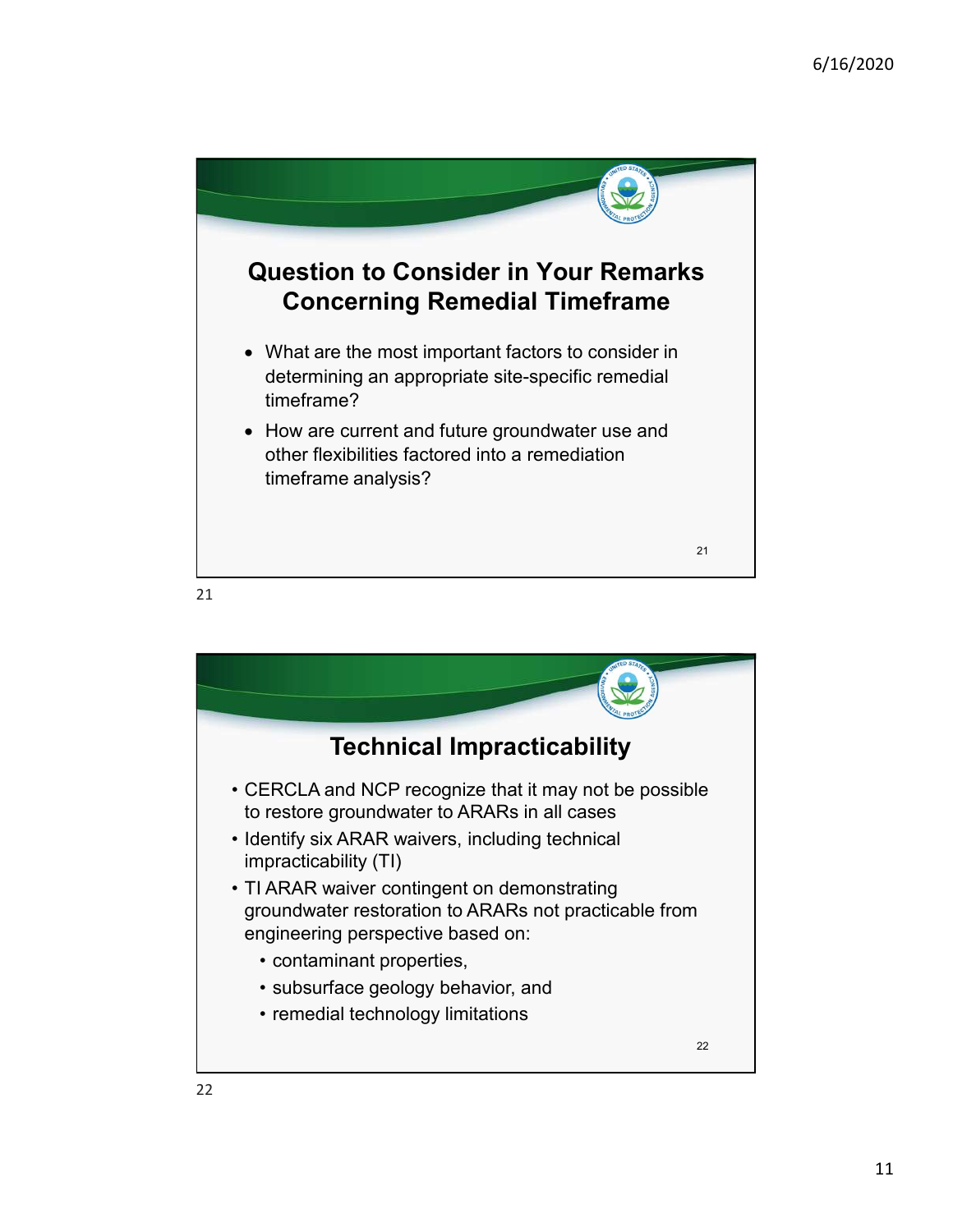## Question to Consider in Your Remarks Concerning Remedial Timeframe

- What are the most important factors to consider in determining an appropriate site-specific remedial timeframe?
- How are current and future groundwater use and other flexibilities factored into a remediation timeframe analysis?

## Technical Impracticability

- CERCLA and NCP recognize that it may not be possible to restore groundwater to ARARs in all cases
- Identify six ARAR waivers, including technical impracticability (TI)
- TI ARAR waiver contingent on demonstrating groundwater restoration to ARARs not practicable from engineering perspective based on:
  - contaminant properties,
  - subsurface geology behavior, and
  - remedial technology limitations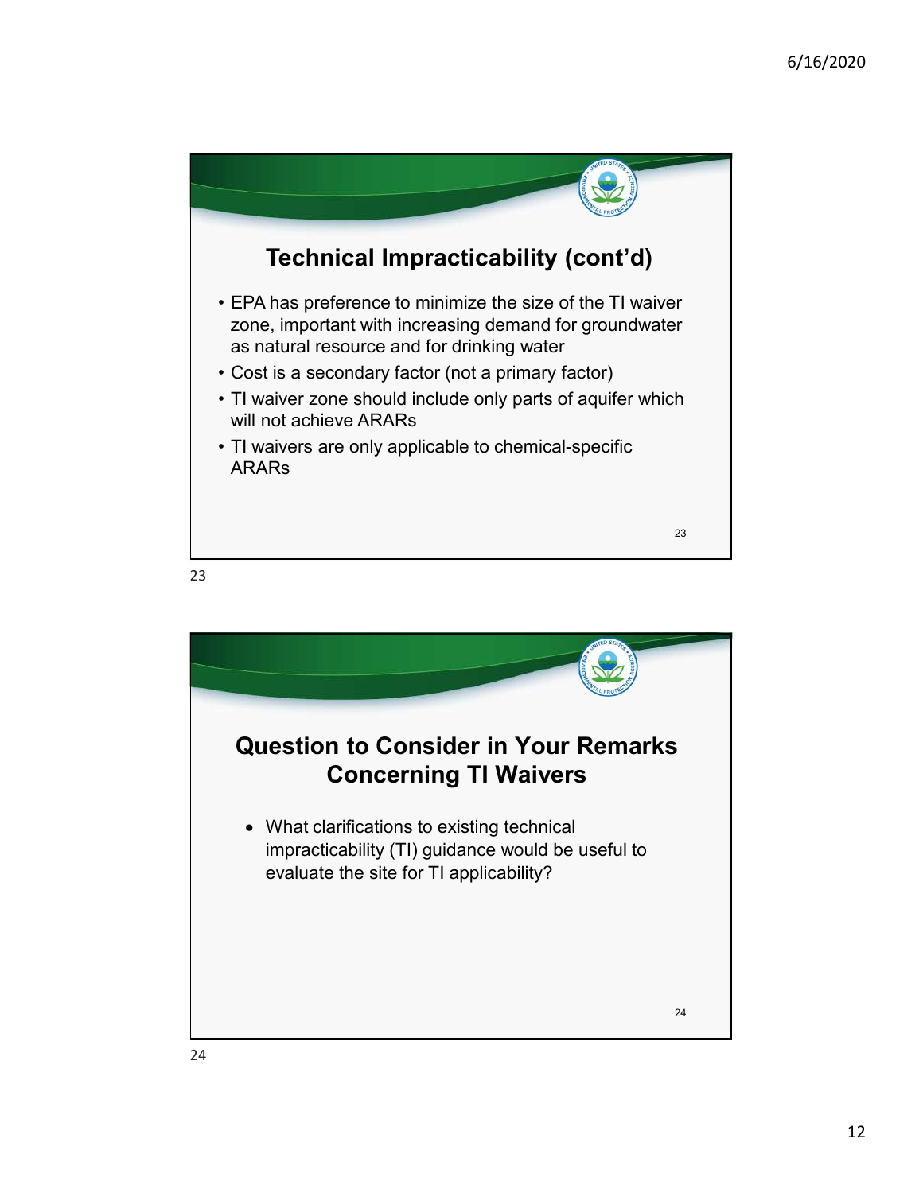## Technical Impracticability (cont’d)

- EPA has preference to minimize the size of the TI waiver zone, important with increasing demand for groundwater as natural resource and for drinking water
- Cost is a secondary factor (not a primary factor)
- TI waiver zone should include only parts of aquifer which will not achieve ARARs
- TI waivers are only applicable to chemical-specific ARARs

## Question to Consider in Your Remarks Concerning TI Waivers

- What clarifications to existing technical impracticability (TI) guidance would be useful to evaluate the site for TI applicability?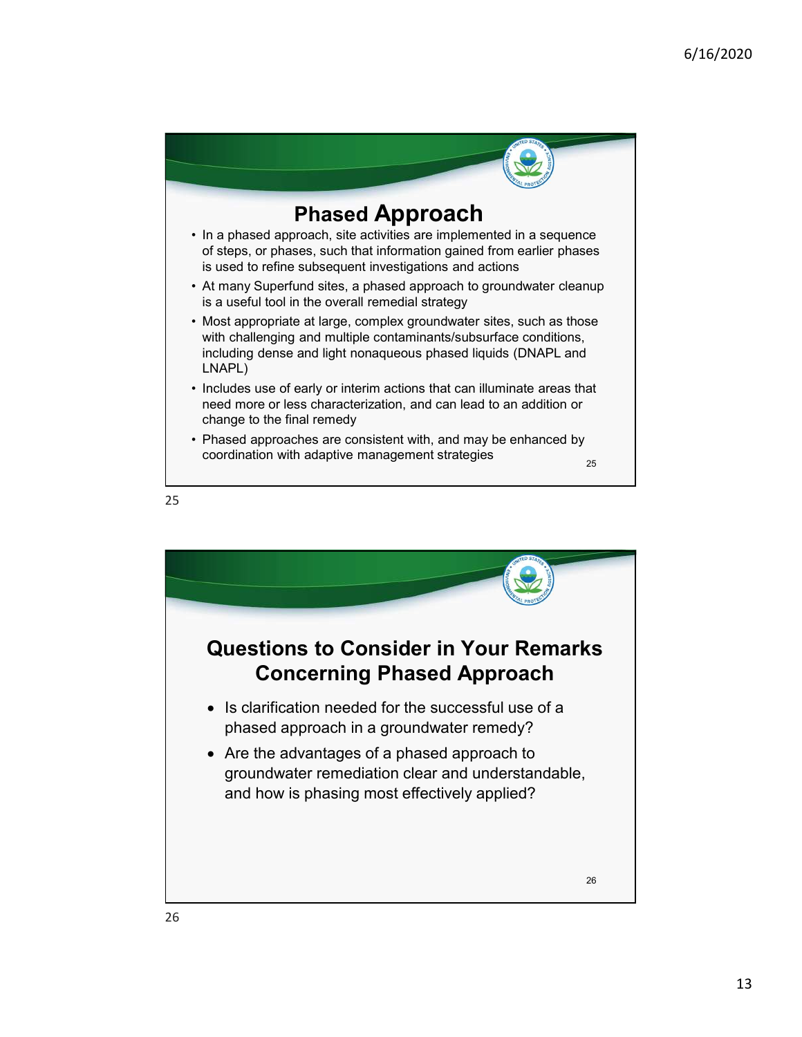## Phased Approach

- In a phased approach, site activities are implemented in a sequence of steps, or phases, such that information gained from earlier phases is used to refine subsequent investigations and actions
- At many Superfund sites, a phased approach to groundwater cleanup is a useful tool in the overall remedial strategy
- Most appropriate at large, complex groundwater sites, such as those with challenging and multiple contaminants/subsurface conditions, including dense and light nonaqueous phased liquids (DNAPL and LNAPL)
- Includes use of early or interim actions that can illuminate areas that need more or less characterization, and can lead to an addition or change to the final remedy
- Phased approaches are consistent with, and may be enhanced by coordination with adaptive management strategies

## Questions to Consider in Your Remarks Concerning Phased Approach

- Is clarification needed for the successful use of a phased approach in a groundwater remedy?
- Are the advantages of a phased approach to groundwater remediation clear and understandable, and how is phasing most effectively applied?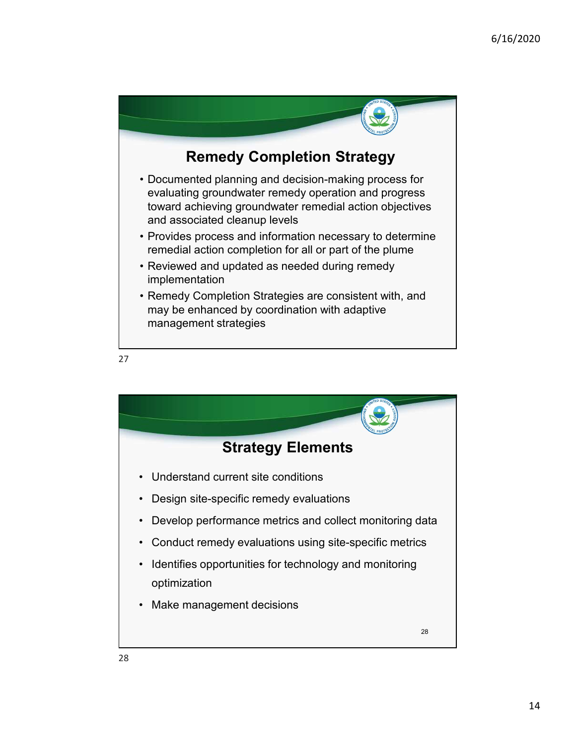## Remedy Completion Strategy

- Documented planning and decision-making process for evaluating groundwater remedy operation and progress toward achieving groundwater remedial action objectives and associated cleanup levels
- Provides process and information necessary to determine remedial action completion for all or part of the plume
- Reviewed and updated as needed during remedy implementation
- Remedy Completion Strategies are consistent with, and may be enhanced by coordination with adaptive management strategies

## Strategy Elements

- Understand current site conditions
- Design site-specific remedy evaluations
- Develop performance metrics and collect monitoring data
- Conduct remedy evaluations using site-specific metrics
- Identifies opportunities for technology and monitoring optimization
- Make management decisions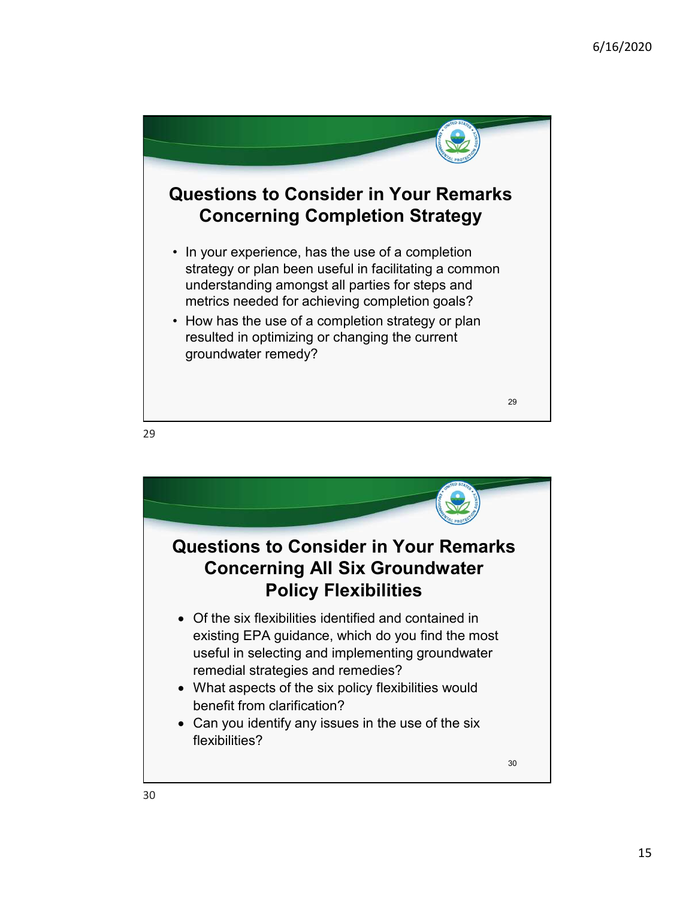## Questions to Consider in Your Remarks Concerning Completion Strategy

- In your experience, has the use of a completion strategy or plan been useful in facilitating a common understanding amongst all parties for steps and metrics needed for achieving completion goals?
- How has the use of a completion strategy or plan resulted in optimizing or changing the current groundwater remedy?

## Questions to Consider in Your Remarks Concerning All Six Groundwater Policy Flexibilities

- Of the six flexibilities identified and contained in existing EPA guidance, which do you find the most useful in selecting and implementing groundwater remedial strategies and remedies?
- What aspects of the six policy flexibilities would benefit from clarification?
- Can you identify any issues in the use of the six flexibilities?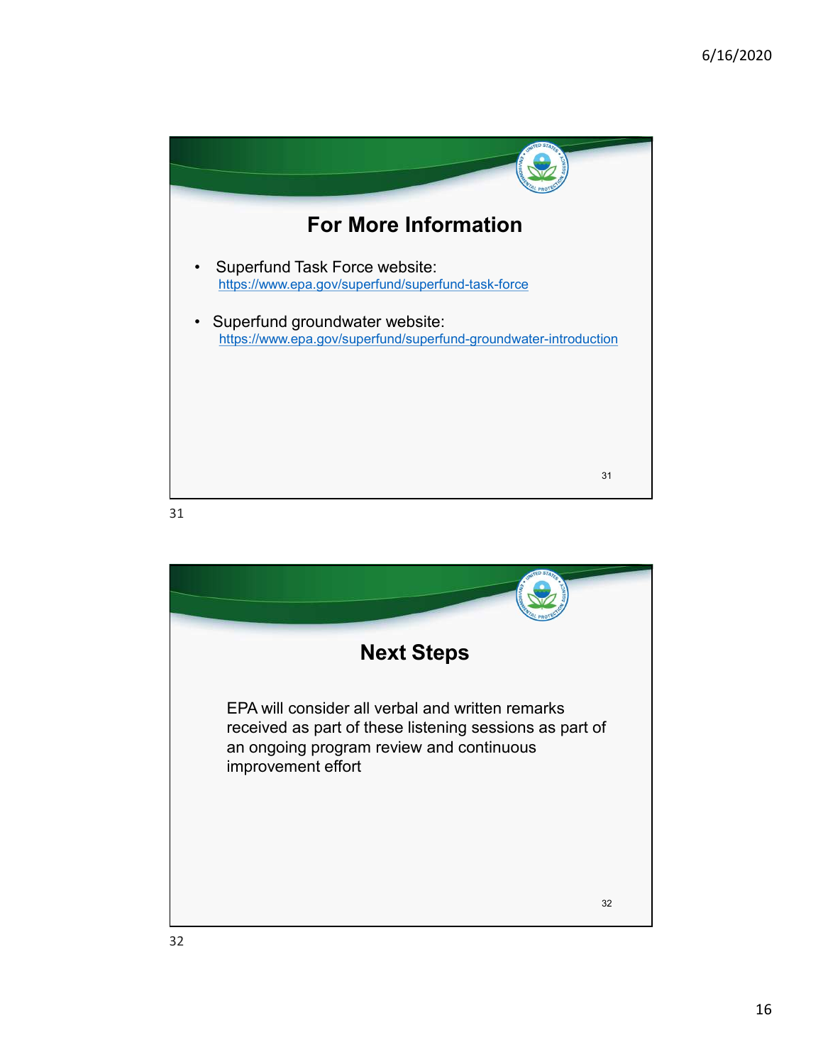## For More Information

- Superfund Task Force website: https://www.epa.gov/superfund/superfund-task-force
- Superfund groundwater website: https://www.epa.gov/superfund/superfund-groundwater-introduction

## Next Steps

EPA will consider all verbal and written remarks received as part of these listening sessions as part of an ongoing program review and continuous improvement effort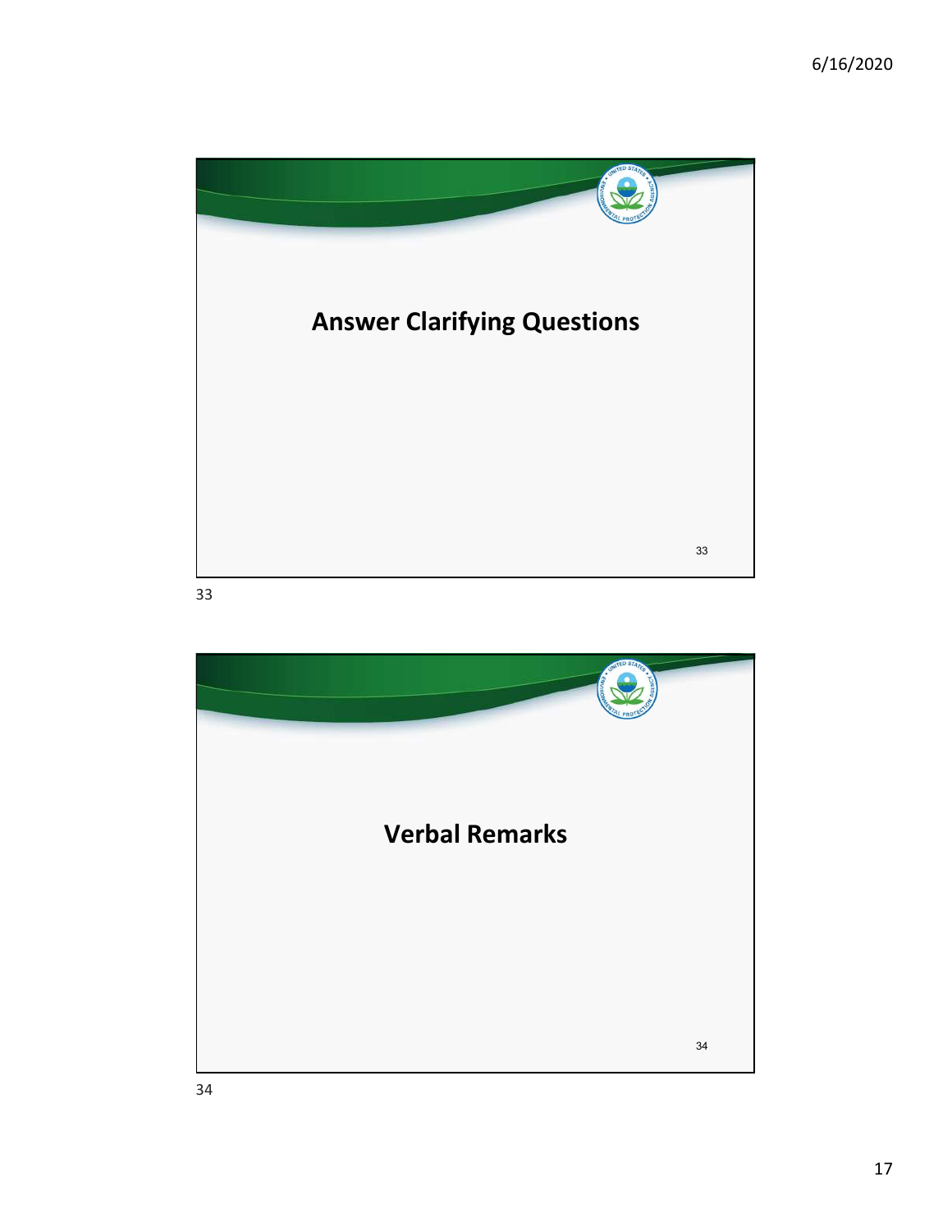## Answer Clarifying Questions

## Verbal Remarks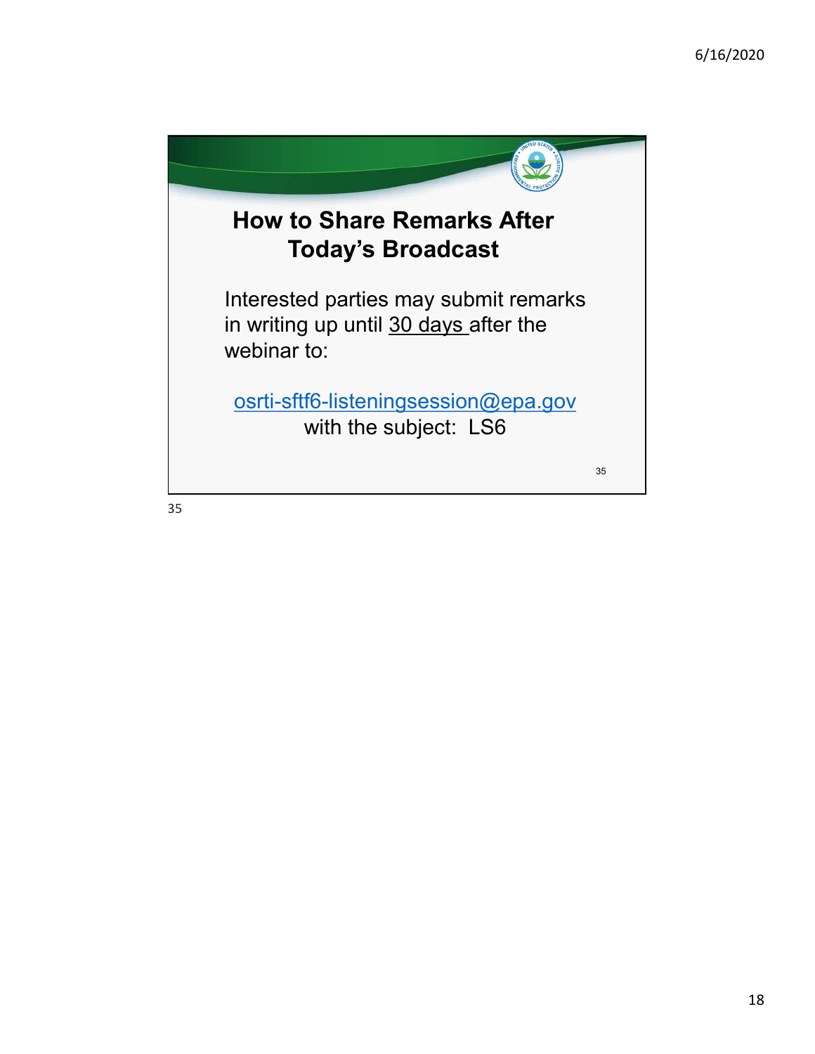## How to Share Remarks After Today's Broadcast

Interested parties may submit remarks in writing up until <u>30 days</u> after the webinar to:

osrti-sftf6-listeningsession@epa.gov
with the subject: LS6